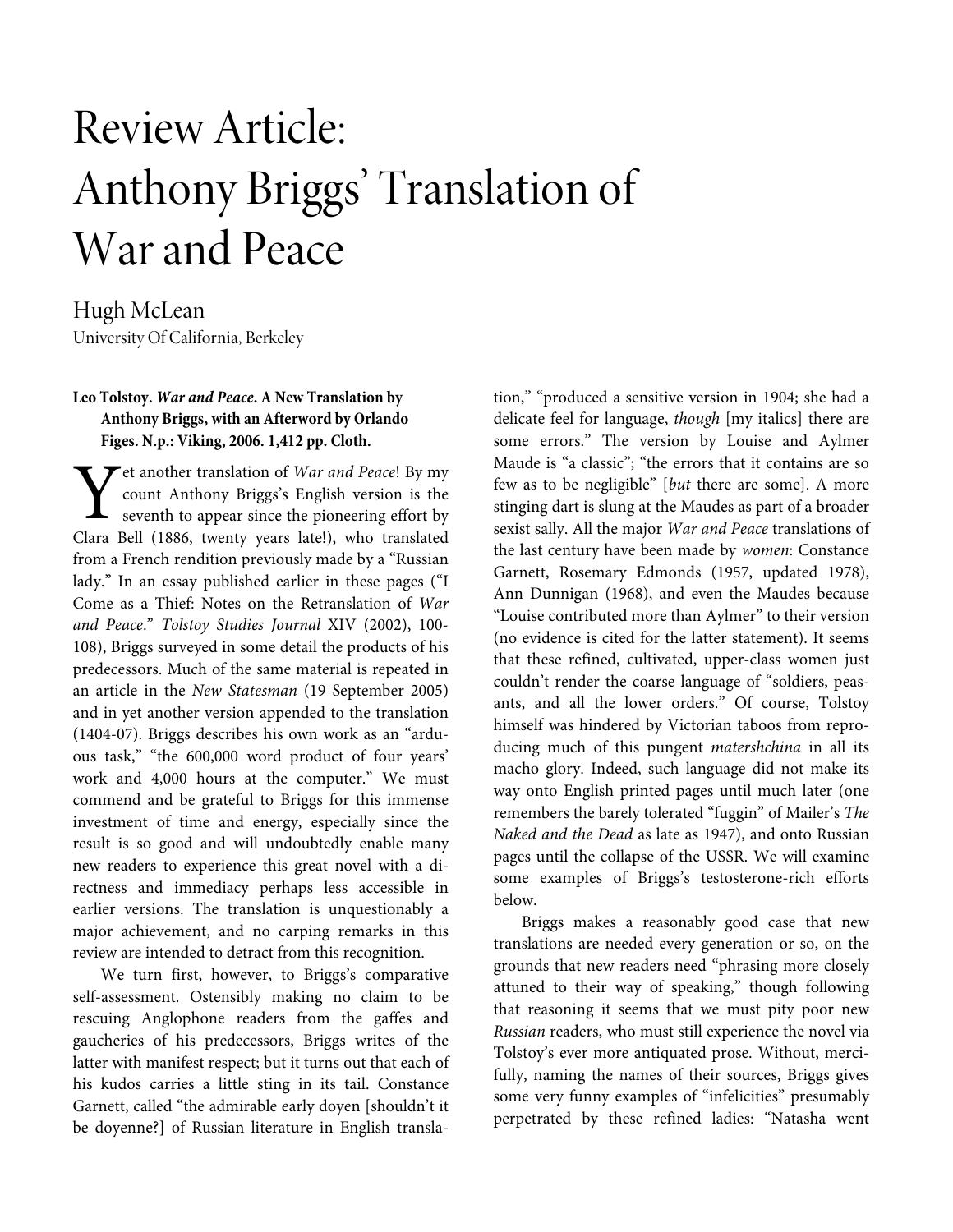# Review Article: Anthony Briggs' Translation of War and Peace

Hugh McLean
University Of California, Berkeley

**Leo Tolstoy. *War and Peace*. A New Translation by Anthony Briggs, with an Afterword by Orlando Figes. N.p.: Viking, 2006. 1,412 pp. Cloth.**

Yet another translation of *War and Peace*! By my count Anthony Briggs's English version is the seventh to appear since the pioneering effort by Clara Bell (1886, twenty years late!), who translated from a French rendition previously made by a "Russian lady." In an essay published earlier in these pages ("I Come as a Thief: Notes on the Retranslation of *War and Peace*." *Tolstoy Studies Journal* XIV (2002), 100-108), Briggs surveyed in some detail the products of his predecessors. Much of the same material is repeated in an article in the *New Statesman* (19 September 2005) and in yet another version appended to the translation (1404-07). Briggs describes his own work as an "arduous task," "the 600,000 word product of four years' work and 4,000 hours at the computer." We must commend and be grateful to Briggs for this immense investment of time and energy, especially since the result is so good and will undoubtedly enable many new readers to experience this great novel with a directness and immediacy perhaps less accessible in earlier versions. The translation is unquestionably a major achievement, and no carping remarks in this review are intended to detract from this recognition.

We turn first, however, to Briggs's comparative self-assessment. Ostensibly making no claim to be rescuing Anglophone readers from the gaffes and gaucheries of his predecessors, Briggs writes of the latter with manifest respect; but it turns out that each of his kudos carries a little sting in its tail. Constance Garnett, called "the admirable early doyen [shouldn't it be doyenne?] of Russian literature in English translation," "produced a sensitive version in 1904; she had a delicate feel for language, *though* [my italics] there are some errors." The version by Louise and Aylmer Maude is "a classic"; "the errors that it contains are so few as to be negligible" [*but* there are some]. A more stinging dart is slung at the Maudes as part of a broader sexist sally. All the major *War and Peace* translations of the last century have been made by *women*: Constance Garnett, Rosemary Edmonds (1957, updated 1978), Ann Dunnigan (1968), and even the Maudes because "Louise contributed more than Aylmer" to their version (no evidence is cited for the latter statement). It seems that these refined, cultivated, upper-class women just couldn't render the coarse language of "soldiers, peasants, and all the lower orders." Of course, Tolstoy himself was hindered by Victorian taboos from reproducing much of this pungent *matershchina* in all its macho glory. Indeed, such language did not make its way onto English printed pages until much later (one remembers the barely tolerated "fuggin" of Mailer's *The Naked and the Dead* as late as 1947), and onto Russian pages until the collapse of the USSR. We will examine some examples of Briggs's testosterone-rich efforts below.

Briggs makes a reasonably good case that new translations are needed every generation or so, on the grounds that new readers need "phrasing more closely attuned to their way of speaking," though following that reasoning it seems that we must pity poor new *Russian* readers, who must still experience the novel via Tolstoy's ever more antiquated prose. Without, mercifully, naming the names of their sources, Briggs gives some very funny examples of "infelicities" presumably perpetrated by these refined ladies: "Natasha went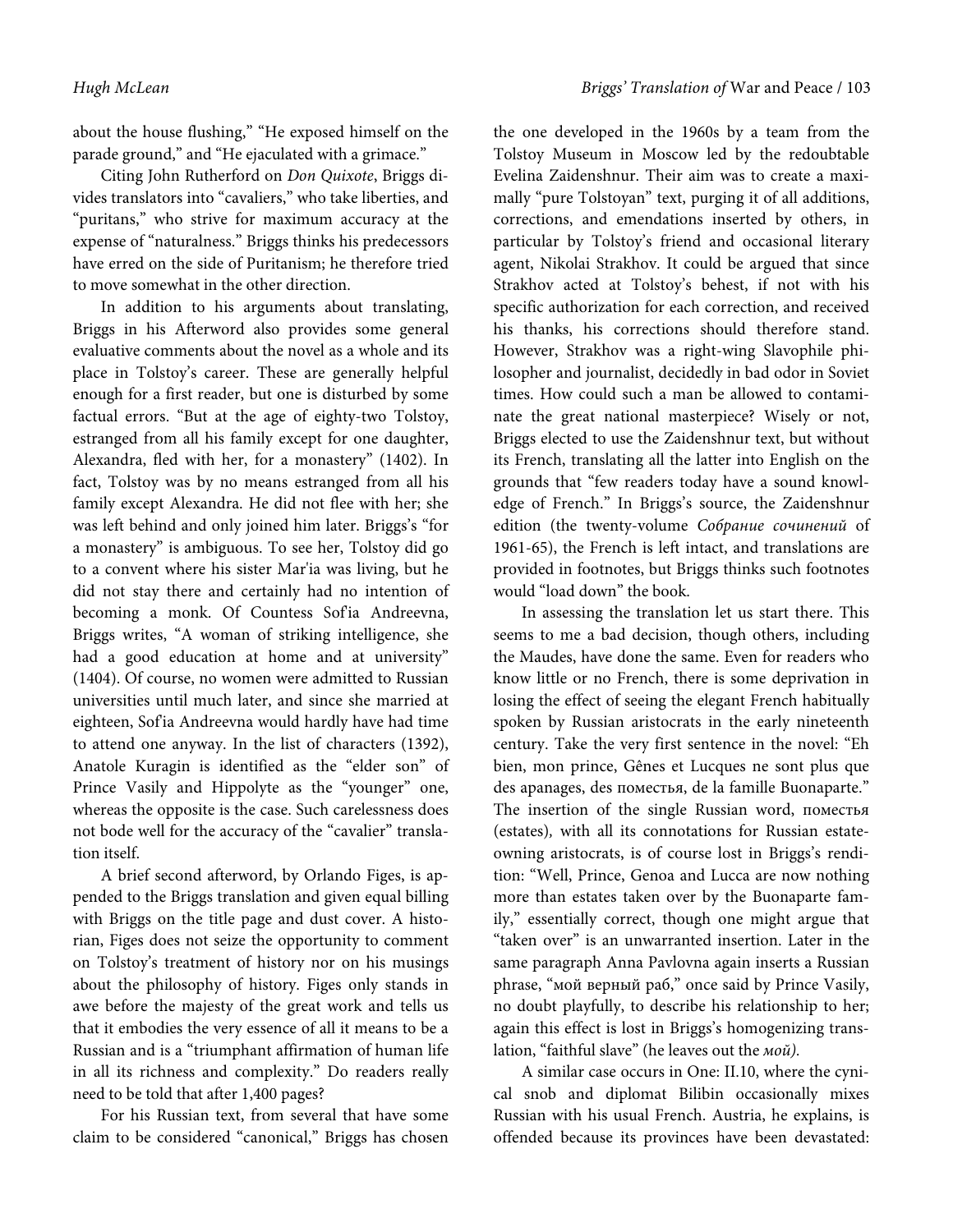about the house flushing," "He exposed himself on the parade ground," and "He ejaculated with a grimace."

Citing John Rutherford on *Don Quixote*, Briggs divides translators into "cavaliers," who take liberties, and "puritans," who strive for maximum accuracy at the expense of "naturalness." Briggs thinks his predecessors have erred on the side of Puritanism; he therefore tried to move somewhat in the other direction.

In addition to his arguments about translating, Briggs in his Afterword also provides some general evaluative comments about the novel as a whole and its place in Tolstoy's career. These are generally helpful enough for a first reader, but one is disturbed by some factual errors. "But at the age of eighty-two Tolstoy, estranged from all his family except for one daughter, Alexandra, fled with her, for a monastery" (1402). In fact, Tolstoy was by no means estranged from all his family except Alexandra. He did not flee with her; she was left behind and only joined him later. Briggs's "for a monastery" is ambiguous. To see her, Tolstoy did go to a convent where his sister Mar'ia was living, but he did not stay there and certainly had no intention of becoming a monk. Of Countess Sof'ia Andreevna, Briggs writes, "A woman of striking intelligence, she had a good education at home and at university" (1404). Of course, no women were admitted to Russian universities until much later, and since she married at eighteen, Sof'ia Andreevna would hardly have had time to attend one anyway. In the list of characters (1392), Anatole Kuragin is identified as the "elder son" of Prince Vasily and Hippolyte as the "younger" one, whereas the opposite is the case. Such carelessness does not bode well for the accuracy of the "cavalier" translation itself.

A brief second afterword, by Orlando Figes, is appended to the Briggs translation and given equal billing with Briggs on the title page and dust cover. A historian, Figes does not seize the opportunity to comment on Tolstoy's treatment of history nor on his musings about the philosophy of history. Figes only stands in awe before the majesty of the great work and tells us that it embodies the very essence of all it means to be a Russian and is a "triumphant affirmation of human life in all its richness and complexity." Do readers really need to be told that after 1,400 pages?

For his Russian text, from several that have some claim to be considered "canonical," Briggs has chosen the one developed in the 1960s by a team from the Tolstoy Museum in Moscow led by the redoubtable Evelina Zaidenshnur. Their aim was to create a maximally "pure Tolstoyan" text, purging it of all additions, corrections, and emendations inserted by others, in particular by Tolstoy's friend and occasional literary agent, Nikolai Strakhov. It could be argued that since Strakhov acted at Tolstoy's behest, if not with his specific authorization for each correction, and received his thanks, his corrections should therefore stand. However, Strakhov was a right-wing Slavophile philosopher and journalist, decidedly in bad odor in Soviet times. How could such a man be allowed to contaminate the great national masterpiece? Wisely or not, Briggs elected to use the Zaidenshnur text, but without its French, translating all the latter into English on the grounds that "few readers today have a sound knowledge of French." In Briggs's source, the Zaidenshnur edition (the twenty-volume *Собрание сочинений* of 1961-65), the French is left intact, and translations are provided in footnotes, but Briggs thinks such footnotes would "load down" the book.

In assessing the translation let us start there. This seems to me a bad decision, though others, including the Maudes, have done the same. Even for readers who know little or no French, there is some deprivation in losing the effect of seeing the elegant French habitually spoken by Russian aristocrats in the early nineteenth century. Take the very first sentence in the novel: "Eh bien, mon prince, Gênes et Lucques ne sont plus que des apanages, des поместья, de la famille Buonaparte." The insertion of the single Russian word, поместья (estates), with all its connotations for Russian estate-owning aristocrats, is of course lost in Briggs's rendition: "Well, Prince, Genoa and Lucca are now nothing more than estates taken over by the Buonaparte family," essentially correct, though one might argue that "taken over" is an unwarranted insertion. Later in the same paragraph Anna Pavlovna again inserts a Russian phrase, "мой верный раб," once said by Prince Vasily, no doubt playfully, to describe his relationship to her; again this effect is lost in Briggs's homogenizing translation, "faithful slave" (he leaves out the *мой*).

A similar case occurs in One: II.10, where the cynical snob and diplomat Bilibin occasionally mixes Russian with his usual French. Austria, he explains, is offended because its provinces have been devastated: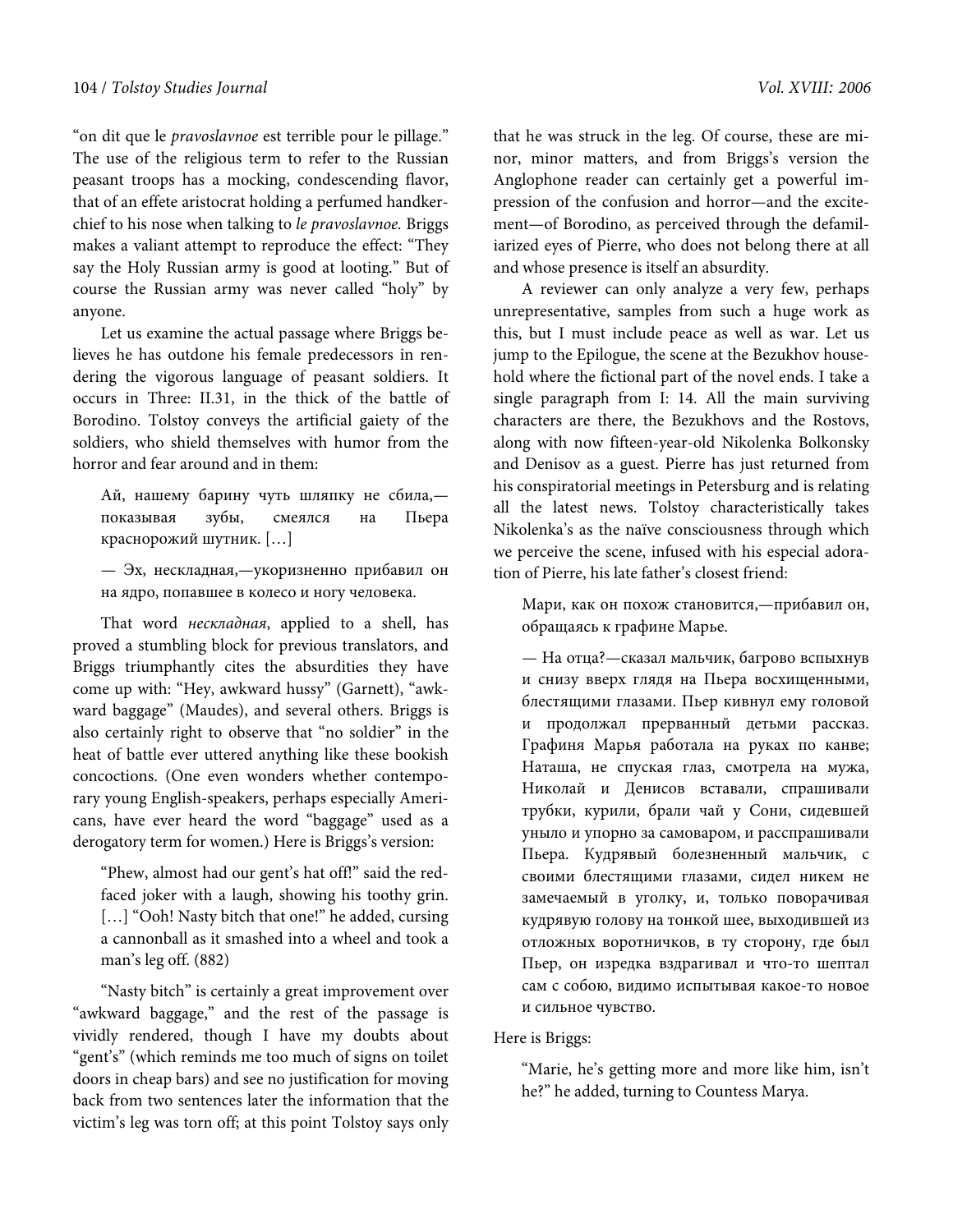"on dit que le *pravoslavnoe* est terrible pour le pillage." The use of the religious term to refer to the Russian peasant troops has a mocking, condescending flavor, that of an effete aristocrat holding a perfumed handkerchief to his nose when talking to *le pravoslavnoe.* Briggs makes a valiant attempt to reproduce the effect: "They say the Holy Russian army is good at looting." But of course the Russian army was never called "holy" by anyone.

Let us examine the actual passage where Briggs believes he has outdone his female predecessors in rendering the vigorous language of peasant soldiers. It occurs in Three: II.31, in the thick of the battle of Borodino. Tolstoy conveys the artificial gaiety of the soldiers, who shield themselves with humor from the horror and fear around and in them:

> Ай, нашему барину чуть шляпку не сбила,—показывая зубы, смеялся на Пьера красноророжий шутник. […]
>
> — Эх, нескладная,—укоризненно прибавил он на ядро, попавшее в колесо и ногу человека.

That word *нескладная*, applied to a shell, has proved a stumbling block for previous translators, and Briggs triumphantly cites the absurdities they have come up with: "Hey, awkward hussy" (Garnett), "awkward baggage" (Maudes), and several others. Briggs is also certainly right to observe that "no soldier" in the heat of battle ever uttered anything like these bookish concoctions. (One even wonders whether contemporary young English-speakers, perhaps especially Americans, have ever heard the word "baggage" used as a derogatory term for women.) Here is Briggs's version:

> "Phew, almost had our gent's hat off!" said the red-faced joker with a laugh, showing his toothy grin. […] "Ooh! Nasty bitch that one!" he added, cursing a cannonball as it smashed into a wheel and took a man's leg off. (882)

"Nasty bitch" is certainly a great improvement over "awkward baggage," and the rest of the passage is vividly rendered, though I have my doubts about "gent's" (which reminds me too much of signs on toilet doors in cheap bars) and see no justification for moving back from two sentences later the information that the victim's leg was torn off; at this point Tolstoy says only that he was struck in the leg. Of course, these are minor, minor matters, and from Briggs's version the Anglophone reader can certainly get a powerful impression of the confusion and horror—and the excitement—of Borodino, as perceived through the defamiliarized eyes of Pierre, who does not belong there at all and whose presence is itself an absurdity.

A reviewer can only analyze a very few, perhaps unrepresentative, samples from such a huge work as this, but I must include peace as well as war. Let us jump to the Epilogue, the scene at the Bezukhov household where the fictional part of the novel ends. I take a single paragraph from I: 14. All the main surviving characters are there, the Bezukhovs and the Rostovs, along with now fifteen-year-old Nikolenka Bolkonsky and Denisov as a guest. Pierre has just returned from his conspiratorial meetings in Petersburg and is relating all the latest news. Tolstoy characteristically takes Nikolenka's as the naïve consciousness through which we perceive the scene, infused with his especial adoration of Pierre, his late father's closest friend:

> Мари, как он похож становится,—прибавил он, обращаясь к графине Марье.
>
> — На отца?—сказал мальчик, багрово вспыхнув и снизу вверх глядя на Пьера восхищенными, блестящими глазами. Пьер кивнул ему головой и продолжал прерванный детьми рассказ. Графиня Марья работала на руках по канве; Наташа, не спуская глаз, смотрела на мужа, Николай и Денисов вставали, спрашивали трубки, курили, брали чай у Сони, сидевшей уныло и упорно за самоваром, и расспрашивали Пьера. Кудрявый болезненный мальчик, с своими блестящими глазами, сидел никем не замечаемый в уголку, и, только поворачивая кудрявую голову на тонкой шее, выходившей из отложных воротничков, в ту сторону, где был Пьер, он изредка вздрагивал и что-то шептал сам с собою, видимо испытывая какое-то новое и сильное чувство.

Here is Briggs:

> "Marie, he's getting more and more like him, isn't he?" he added, turning to Countess Marya.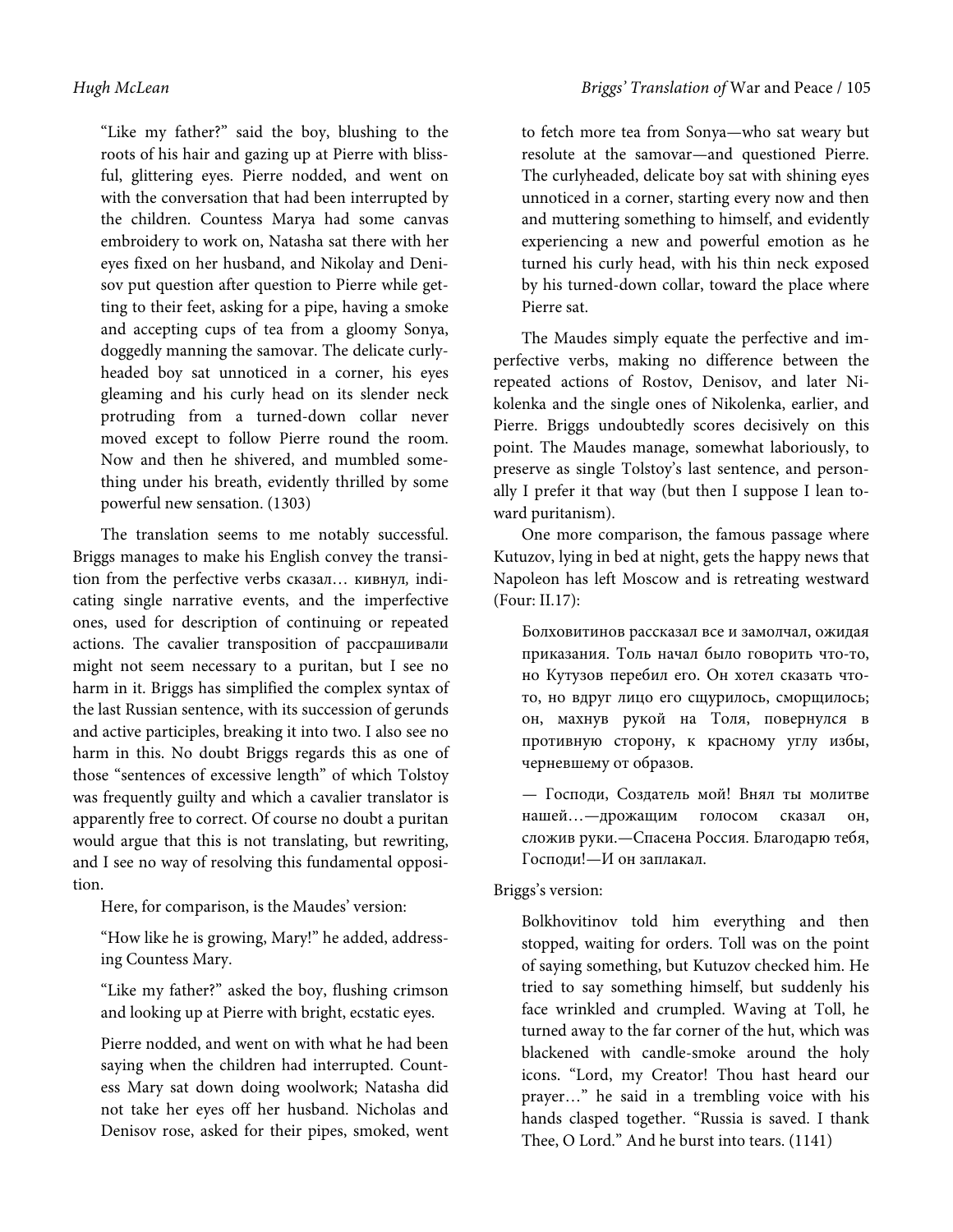"Like my father?" said the boy, blushing to the roots of his hair and gazing up at Pierre with blissful, glittering eyes. Pierre nodded, and went on with the conversation that had been interrupted by the children. Countess Marya had some canvas embroidery to work on, Natasha sat there with her eyes fixed on her husband, and Nikolay and Denisov put question after question to Pierre while getting to their feet, asking for a pipe, having a smoke and accepting cups of tea from a gloomy Sonya, doggedly manning the samovar. The delicate curly-headed boy sat unnoticed in a corner, his eyes gleaming and his curly head on its slender neck protruding from a turned-down collar never moved except to follow Pierre round the room. Now and then he shivered, and mumbled something under his breath, evidently thrilled by some powerful new sensation. (1303)

The translation seems to me notably successful. Briggs manages to make his English convey the transition from the perfective verbs сказал… кивнул, indicating single narrative events, and the imperfective ones, used for description of continuing or repeated actions. The cavalier transposition of рассрашивали might not seem necessary to a puritan, but I see no harm in it. Briggs has simplified the complex syntax of the last Russian sentence, with its succession of gerunds and active participles, breaking it into two. I also see no harm in this. No doubt Briggs regards this as one of those "sentences of excessive length" of which Tolstoy was frequently guilty and which a cavalier translator is apparently free to correct. Of course no doubt a puritan would argue that this is not translating, but rewriting, and I see no way of resolving this fundamental opposition.

Here, for comparison, is the Maudes' version:

"How like he is growing, Mary!" he added, addressing Countess Mary.

"Like my father?" asked the boy, flushing crimson and looking up at Pierre with bright, ecstatic eyes.

Pierre nodded, and went on with what he had been saying when the children had interrupted. Countess Mary sat down doing woolwork; Natasha did not take her eyes off her husband. Nicholas and Denisov rose, asked for their pipes, smoked, went to fetch more tea from Sonya—who sat weary but resolute at the samovar—and questioned Pierre. The curlyheaded, delicate boy sat with shining eyes unnoticed in a corner, starting every now and then and muttering something to himself, and evidently experiencing a new and powerful emotion as he turned his curly head, with his thin neck exposed by his turned-down collar, toward the place where Pierre sat.

The Maudes simply equate the perfective and imperfective verbs, making no difference between the repeated actions of Rostov, Denisov, and later Nikolenka and the single ones of Nikolenka, earlier, and Pierre. Briggs undoubtedly scores decisively on this point. The Maudes manage, somewhat laboriously, to preserve as single Tolstoy's last sentence, and personally I prefer it that way (but then I suppose I lean toward puritanism).

One more comparison, the famous passage where Kutuzov, lying in bed at night, gets the happy news that Napoleon has left Moscow and is retreating westward (Four: II.17):

Болховитинов рассказал все и замолчал, ожидая приказания. Толь начал было говорить что-то, но Кутузов перебил его. Он хотел сказать что-то, но вдруг лицо его сщурилось, сморщилось; он, махнув рукой на Толя, повернулся в противную сторону, к красному углу избы, черневшему от образов.

— Господи, Создатель мой! Внял ты молитве нашей…—дрожащим голосом сказал он, сложив руки.—Спасена Россия. Благодарю тебя, Господи!—И он заплакал.

Briggs's version:

Bolkhovitinov told him everything and then stopped, waiting for orders. Toll was on the point of saying something, but Kutuzov checked him. He tried to say something himself, but suddenly his face wrinkled and crumpled. Waving at Toll, he turned away to the far corner of the hut, which was blackened with candle-smoke around the holy icons. "Lord, my Creator! Thou hast heard our prayer…" he said in a trembling voice with his hands clasped together. "Russia is saved. I thank Thee, O Lord." And he burst into tears. (1141)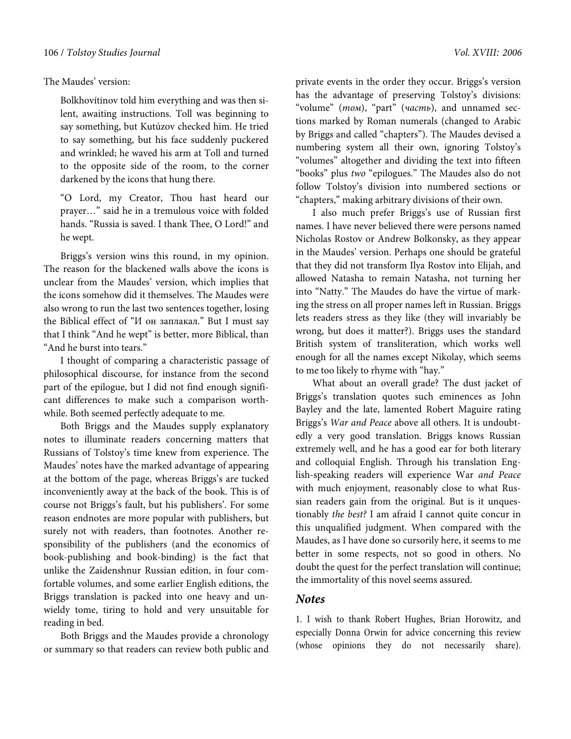The Maudes' version:

> Bolkhovítinov told him everything and was then silent, awaiting instructions. Toll was beginning to say something, but Kutúzov checked him. He tried to say something, but his face suddenly puckered and wrinkled; he waved his arm at Toll and turned to the opposite side of the room, to the corner darkened by the icons that hung there.
>
> "O Lord, my Creator, Thou hast heard our prayer…" said he in a tremulous voice with folded hands. "Russia is saved. I thank Thee, O Lord!" and he wept.

Briggs's version wins this round, in my opinion. The reason for the blackened walls above the icons is unclear from the Maudes' version, which implies that the icons somehow did it themselves. The Maudes were also wrong to run the last two sentences together, losing the Biblical effect of "И он заплакал." But I must say that I think "And he wept" is better, more Biblical, than "And he burst into tears."

I thought of comparing a characteristic passage of philosophical discourse, for instance from the second part of the epilogue, but I did not find enough significant differences to make such a comparison worthwhile. Both seemed perfectly adequate to me.

Both Briggs and the Maudes supply explanatory notes to illuminate readers concerning matters that Russians of Tolstoy's time knew from experience. The Maudes' notes have the marked advantage of appearing at the bottom of the page, whereas Briggs's are tucked inconveniently away at the back of the book. This is of course not Briggs's fault, but his publishers'. For some reason endnotes are more popular with publishers, but surely not with readers, than footnotes. Another responsibility of the publishers (and the economics of book-publishing and book-binding) is the fact that unlike the Zaidenshnur Russian edition, in four comfortable volumes, and some earlier English editions, the Briggs translation is packed into one heavy and unwieldy tome, tiring to hold and very unsuitable for reading in bed.

Both Briggs and the Maudes provide a chronology or summary so that readers can review both public and private events in the order they occur. Briggs's version has the advantage of preserving Tolstoy's divisions: "volume" (*том*), "part" (*часть*), and unnamed sections marked by Roman numerals (changed to Arabic by Briggs and called "chapters"). The Maudes devised a numbering system all their own, ignoring Tolstoy's "volumes" altogether and dividing the text into fifteen "books" plus *two* "epilogues." The Maudes also do not follow Tolstoy's division into numbered sections or "chapters," making arbitrary divisions of their own.

I also much prefer Briggs's use of Russian first names. I have never believed there were persons named Nicholas Rostov or Andrew Bolkonsky, as they appear in the Maudes' version. Perhaps one should be grateful that they did not transform Ilya Rostov into Elijah, and allowed Natasha to remain Natasha, not turning her into "Natty." The Maudes do have the virtue of marking the stress on all proper names left in Russian. Briggs lets readers stress as they like (they will invariably be wrong, but does it matter?). Briggs uses the standard British system of transliteration, which works well enough for all the names except Nikolay, which seems to me too likely to rhyme with "hay."

What about an overall grade? The dust jacket of Briggs's translation quotes such eminences as John Bayley and the late, lamented Robert Maguire rating Briggs's *War and Peace* above all others. It is undoubtedly a very good translation. Briggs knows Russian extremely well, and he has a good ear for both literary and colloquial English. Through his translation English-speaking readers will experience War *and Peace* with much enjoyment, reasonably close to what Russian readers gain from the original. But is it unquestionably *the best?* I am afraid I cannot quite concur in this unqualified judgment. When compared with the Maudes, as I have done so cursorily here, it seems to me better in some respects, not so good in others. No doubt the quest for the perfect translation will continue; the immortality of this novel seems assured.

## Notes

1. I wish to thank Robert Hughes, Brian Horowitz, and especially Donna Orwin for advice concerning this review (whose opinions they do not necessarily share).